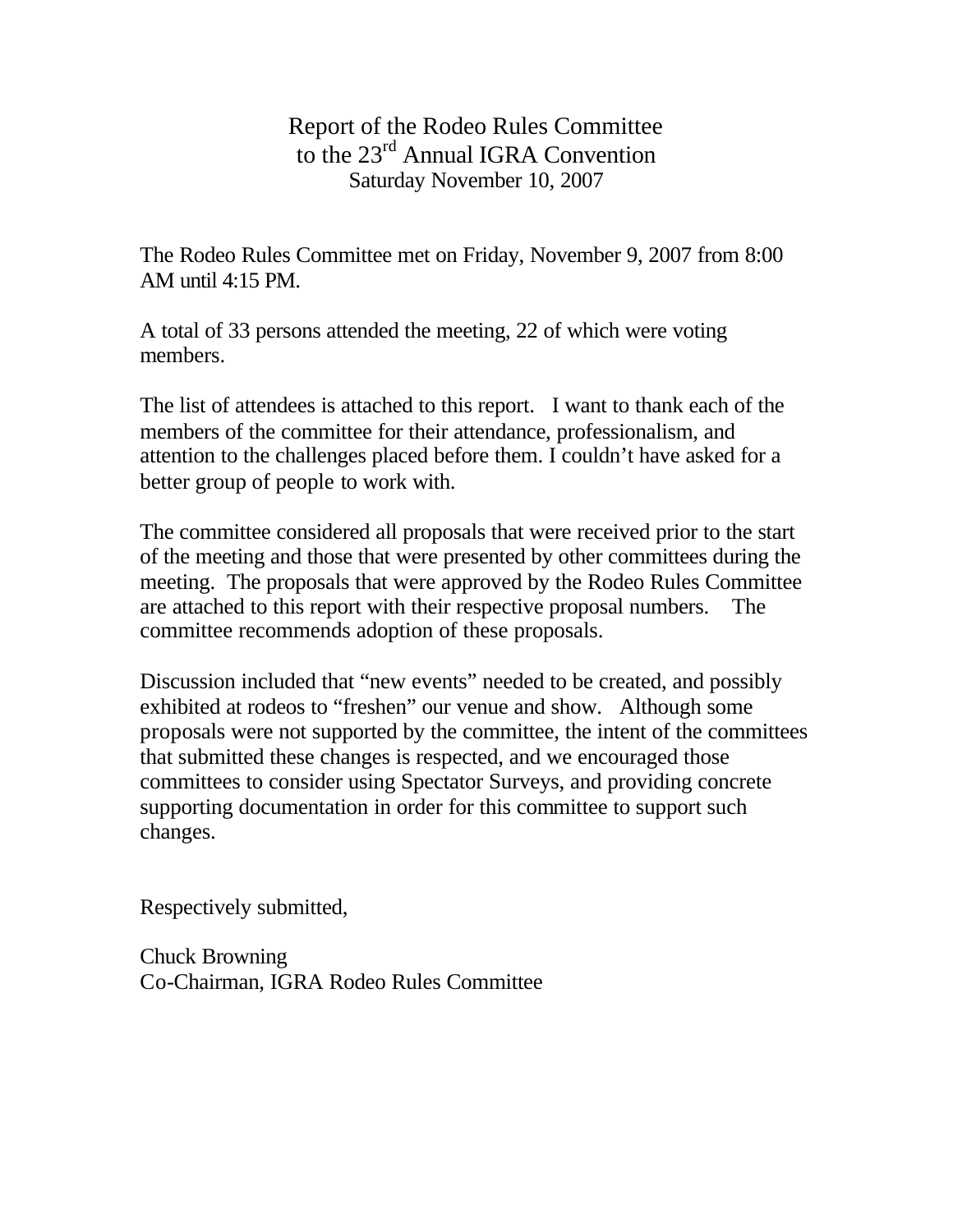# Report of the Rodeo Rules Committee to the 23rd Annual IGRA Convention

Saturday November 10, 2007

The Rodeo Rules Committee met on Friday, November 9, 2007 from 8:00 AM until 4:15 PM.

A total of 33 persons attended the meeting, 22 of which were voting members.

The list of attendees is attached to this report. I want to thank each of the members of the committee for their attendance, professionalism, and attention to the challenges placed before them. I couldn't have asked for a better group of people to work with.

The committee considered all proposals that were received prior to the start of the meeting and those that were presented by other committees during the meeting. The proposals that were approved by the Rodeo Rules Committee are attached to this report with their respective proposal numbers. The committee recommends adoption of these proposals.

Discussion included that "new events" needed to be created, and possibly exhibited at rodeos to "freshen" our venue and show. Although some proposals were not supported by the committee, the intent of the committees that submitted these changes is respected, and we encouraged those committees to consider using Spectator Surveys, and providing concrete supporting documentation in order for this committee to support such changes.

Respectively submitted,

Chuck Browning
Co-Chairman, IGRA Rodeo Rules Committee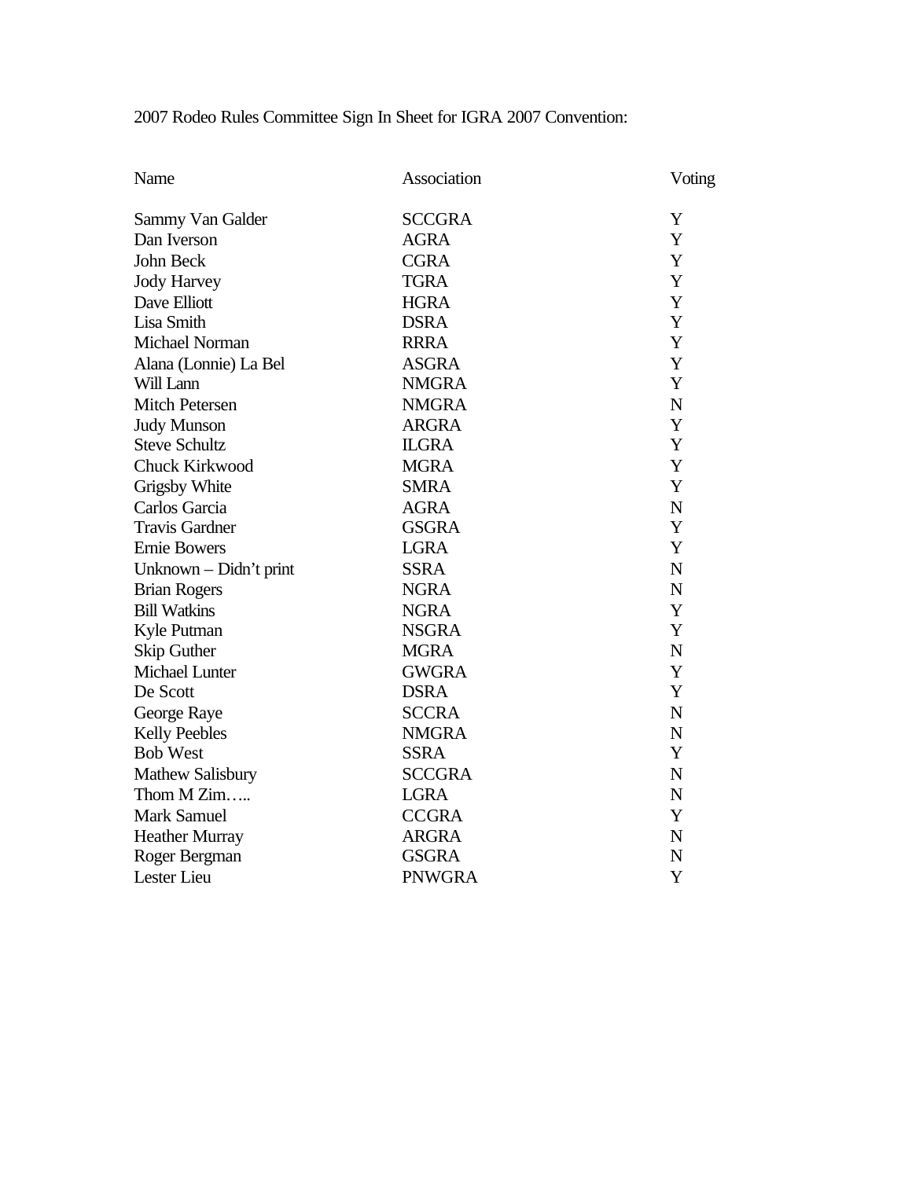2007 Rodeo Rules Committee Sign In Sheet for IGRA 2007 Convention:

| Name | Association | Voting |
|---|---|---|
| Sammy Van Galder | SCCGRA | Y |
| Dan Iverson | AGRA | Y |
| John Beck | CGRA | Y |
| Jody Harvey | TGRA | Y |
| Dave Elliott | HGRA | Y |
| Lisa Smith | DSRA | Y |
| Michael Norman | RRRA | Y |
| Alana (Lonnie) La Bel | ASGRA | Y |
| Will Lann | NMGRA | Y |
| Mitch Petersen | NMGRA | N |
| Judy Munson | ARGRA | Y |
| Steve Schultz | ILGRA | Y |
| Chuck Kirkwood | MGRA | Y |
| Grigsby White | SMRA | Y |
| Carlos Garcia | AGRA | N |
| Travis Gardner | GSGRA | Y |
| Ernie Bowers | LGRA | Y |
| Unknown – Didn't print | SSRA | N |
| Brian Rogers | NGRA | N |
| Bill Watkins | NGRA | Y |
| Kyle Putman | NSGRA | Y |
| Skip Guther | MGRA | N |
| Michael Lunter | GWGRA | Y |
| De Scott | DSRA | Y |
| George Raye | SCCRA | N |
| Kelly Peebles | NMGRA | N |
| Bob West | SSRA | Y |
| Mathew Salisbury | SCCGRA | N |
| Thom M Zim….. | LGRA | N |
| Mark Samuel | CCGRA | Y |
| Heather Murray | ARGRA | N |
| Roger Bergman | GSGRA | N |
| Lester Lieu | PNWGRA | Y |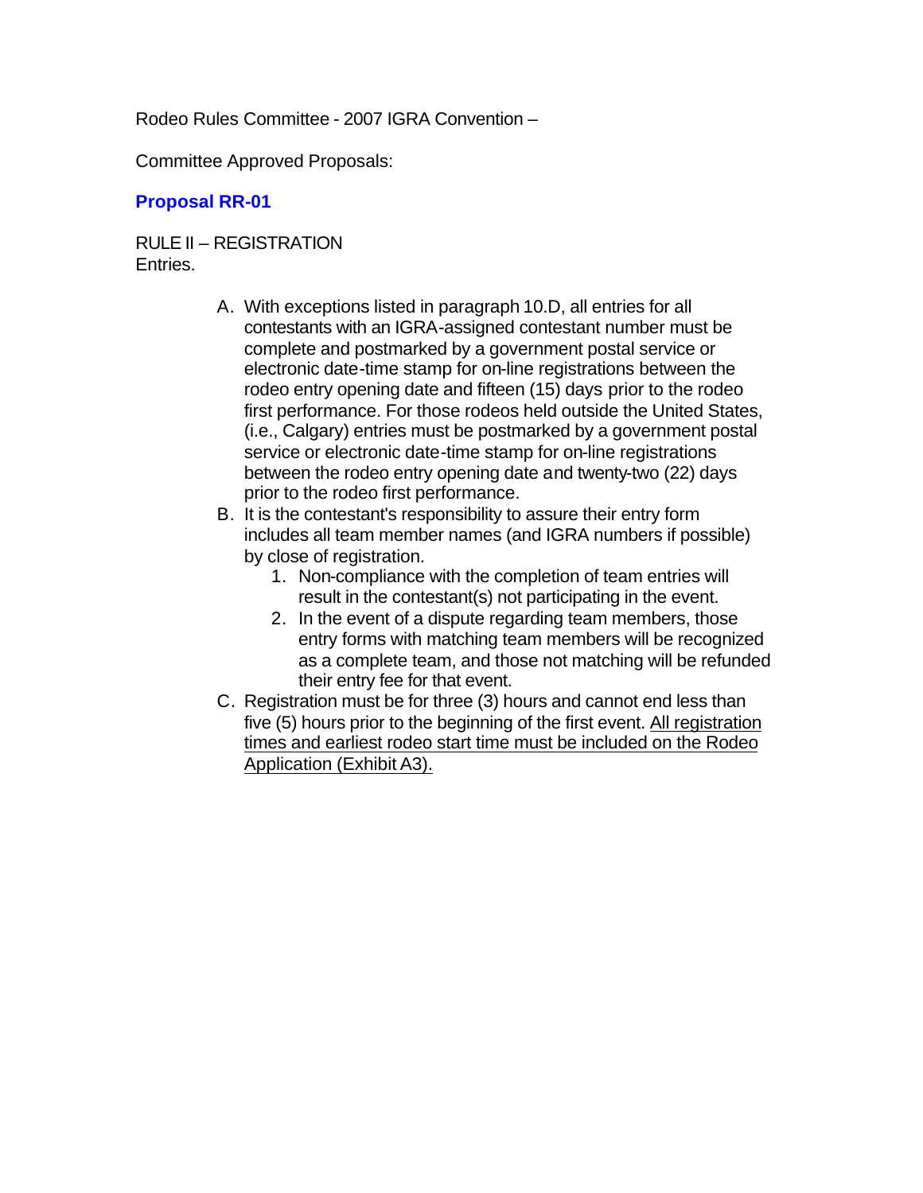Rodeo Rules Committee - 2007 IGRA Convention –

Committee Approved Proposals:

**Proposal RR-01**

RULE II – REGISTRATION
Entries.

A. With exceptions listed in paragraph 10.D, all entries for all contestants with an IGRA-assigned contestant number must be complete and postmarked by a government postal service or electronic date-time stamp for on-line registrations between the rodeo entry opening date and fifteen (15) days prior to the rodeo first performance. For those rodeos held outside the United States, (i.e., Calgary) entries must be postmarked by a government postal service or electronic date-time stamp for on-line registrations between the rodeo entry opening date and twenty-two (22) days prior to the rodeo first performance.
B. It is the contestant's responsibility to assure their entry form includes all team member names (and IGRA numbers if possible) by close of registration.
   1. Non-compliance with the completion of team entries will result in the contestant(s) not participating in the event.
   2. In the event of a dispute regarding team members, those entry forms with matching team members will be recognized as a complete team, and those not matching will be refunded their entry fee for that event.
C. Registration must be for three (3) hours and cannot end less than five (5) hours prior to the beginning of the first event. <u>All registration times and earliest rodeo start time must be included on the Rodeo Application (Exhibit A3).</u>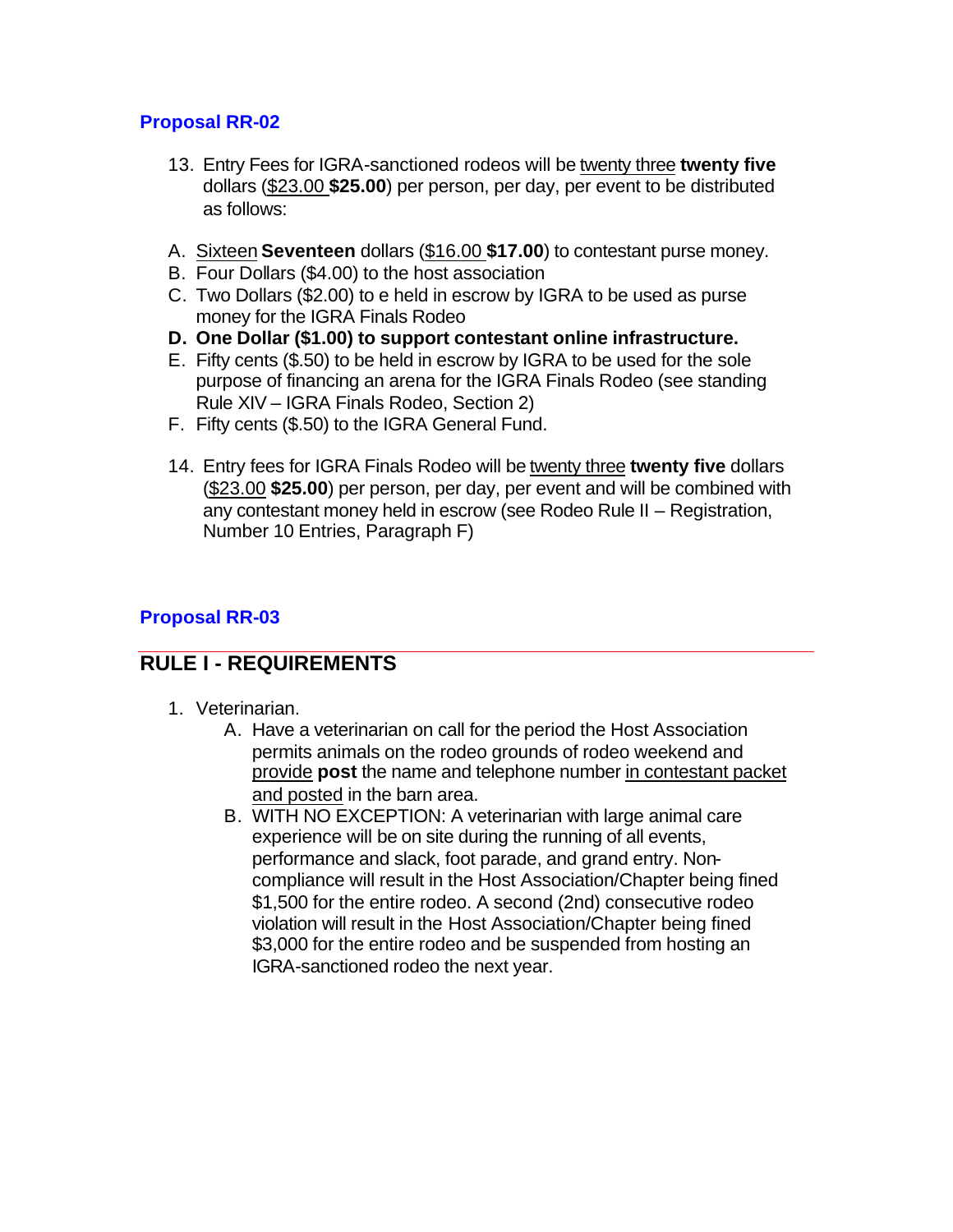### Proposal RR-02

13. Entry Fees for IGRA-sanctioned rodeos will be <u>twenty three</u> **twenty five** dollars (<u>$23.00</u> **$25.00**) per person, per day, per event to be distributed as follows:

A. <u>Sixteen</u> **Seventeen** dollars (<u>$16.00</u> **$17.00**) to contestant purse money.
B. Four Dollars ($4.00) to the host association
C. Two Dollars ($2.00) to e held in escrow by IGRA to be used as purse money for the IGRA Finals Rodeo
**D. One Dollar ($1.00) to support contestant online infrastructure.**
E. Fifty cents ($.50) to be held in escrow by IGRA to be used for the sole purpose of financing an arena for the IGRA Finals Rodeo (see standing Rule XIV – IGRA Finals Rodeo, Section 2)
F. Fifty cents ($.50) to the IGRA General Fund.

14. Entry fees for IGRA Finals Rodeo will be <u>twenty three</u> **twenty five** dollars (<u>$23.00</u> **$25.00**) per person, per day, per event and will be combined with any contestant money held in escrow (see Rodeo Rule II – Registration, Number 10 Entries, Paragraph F)

### Proposal RR-03

## RULE I - REQUIREMENTS

1. Veterinarian.
   A. Have a veterinarian on call for the period the Host Association permits animals on the rodeo grounds of rodeo weekend and <u>provide</u> **post** the name and telephone number <u>in contestant packet and posted</u> in the barn area.
   B. WITH NO EXCEPTION: A veterinarian with large animal care experience will be on site during the running of all events, performance and slack, foot parade, and grand entry. Non-compliance will result in the Host Association/Chapter being fined $1,500 for the entire rodeo. A second (2nd) consecutive rodeo violation will result in the Host Association/Chapter being fined $3,000 for the entire rodeo and be suspended from hosting an IGRA-sanctioned rodeo the next year.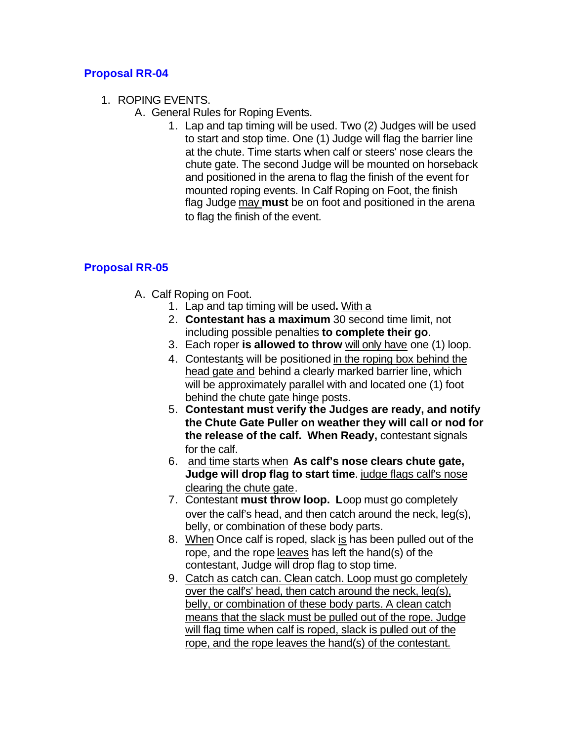### Proposal RR-04

1. ROPING EVENTS.
   A. General Rules for Roping Events.
      1. Lap and tap timing will be used. Two (2) Judges will be used to start and stop time. One (1) Judge will flag the barrier line at the chute. Time starts when calf or steers' nose clears the chute gate. The second Judge will be mounted on horseback and positioned in the arena to flag the finish of the event for mounted roping events. In Calf Roping on Foot, the finish flag Judge <u>may</u> **must** be on foot and positioned in the arena to flag the finish of the event.

### Proposal RR-05

A. Calf Roping on Foot.
   1. Lap and tap timing will be used**.** <u>With a</u>
   2. **Contestant has a maximum** 30 second time limit, not including possible penalties **to complete their go**.
   3. Each roper **is allowed to throw** <u>will only have</u> one (1) loop.
   4. Contestant<u>s</u> will be positioned <u>in the roping box behind the head gate and</u> behind a clearly marked barrier line, which will be approximately parallel with and located one (1) foot behind the chute gate hinge posts.
   5. **Contestant must verify the Judges are ready, and notify the Chute Gate Puller on weather they will call or nod for the release of the calf. When Ready,** contestant signals for the calf.
   6. <u>and time starts when</u> **As calf's nose clears chute gate, Judge will drop flag to start time**. <u>judge flags calf's nose clearing the chute gate</u>.
   7. Contestant **must throw loop. L**oop must go completely over the calf's head, and then catch around the neck, leg(s), belly, or combination of these body parts.
   8. <u>When</u> Once calf is roped, slack <u>is</u> has been pulled out of the rope, and the rope <u>leaves</u> has left the hand(s) of the contestant, Judge will drop flag to stop time.
   9. <u>Catch as catch can. Clean catch. Loop must go completely over the calf's' head, then catch around the neck, leg(s), belly, or combination of these body parts. A clean catch means that the slack must be pulled out of the rope. Judge will flag time when calf is roped, slack is pulled out of the rope, and the rope leaves the hand(s) of the contestant.</u>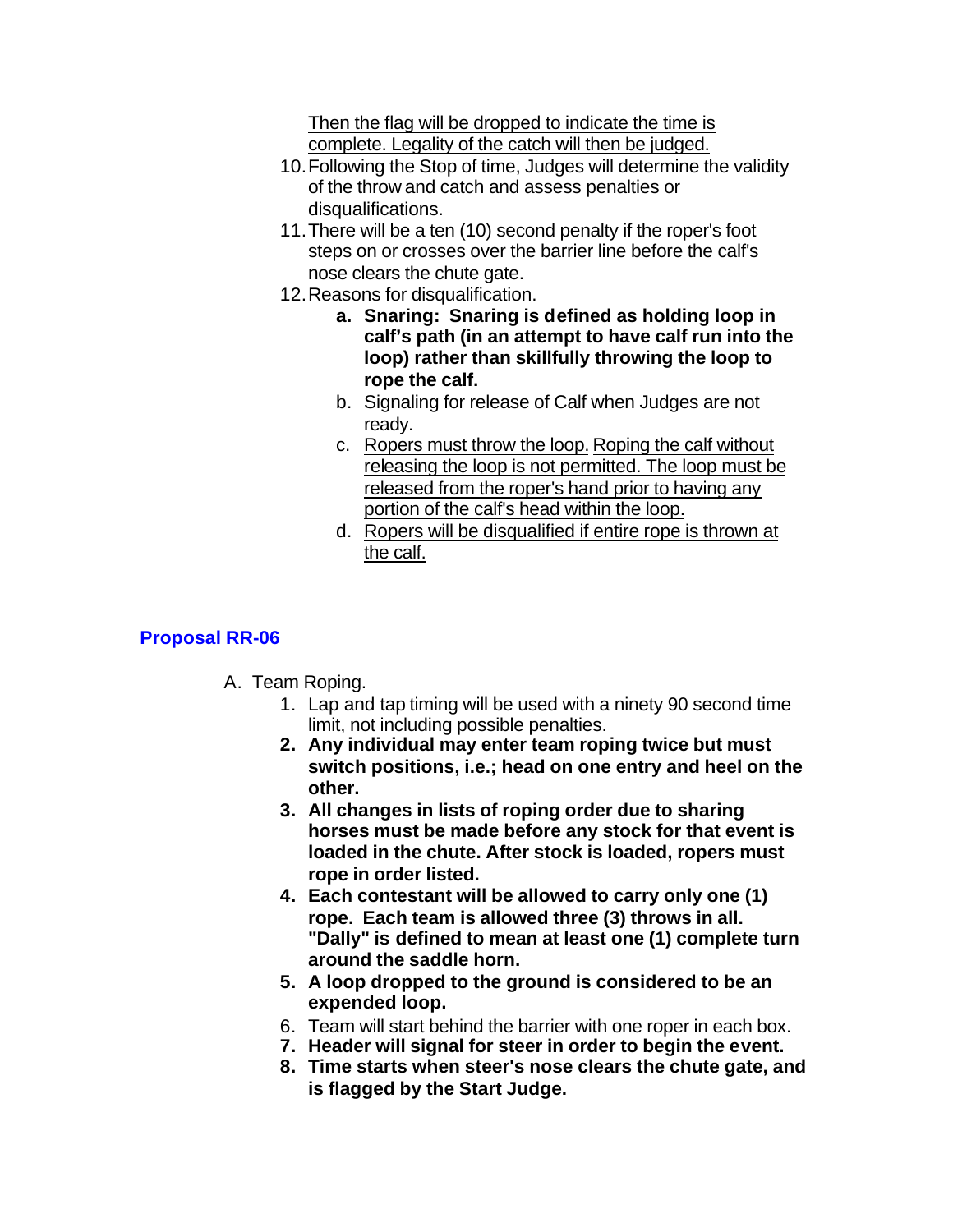Then the flag will be dropped to indicate the time is complete. Legality of the catch will then be judged.

10. Following the Stop of time, Judges will determine the validity of the throw and catch and assess penalties or disqualifications.
11. There will be a ten (10) second penalty if the roper's foot steps on or crosses over the barrier line before the calf's nose clears the chute gate.
12. Reasons for disqualification.
    a. **Snaring: Snaring is defined as holding loop in calf's path (in an attempt to have calf run into the loop) rather than skillfully throwing the loop to rope the calf.**
    b. Signaling for release of Calf when Judges are not ready.
    c. Ropers must throw the loop. Roping the calf without releasing the loop is not permitted. The loop must be released from the roper's hand prior to having any portion of the calf's head within the loop.
    d. Ropers will be disqualified if entire rope is thrown at the calf.

## Proposal RR-06

A. Team Roping.
   1. Lap and tap timing will be used with a ninety 90 second time limit, not including possible penalties.
   2. **Any individual may enter team roping twice but must switch positions, i.e.; head on one entry and heel on the other.**
   3. **All changes in lists of roping order due to sharing horses must be made before any stock for that event is loaded in the chute. After stock is loaded, ropers must rope in order listed.**
   4. **Each contestant will be allowed to carry only one (1) rope. Each team is allowed three (3) throws in all. "Dally" is defined to mean at least one (1) complete turn around the saddle horn.**
   5. **A loop dropped to the ground is considered to be an expended loop.**
   6. Team will start behind the barrier with one roper in each box.
   7. **Header will signal for steer in order to begin the event.**
   8. **Time starts when steer's nose clears the chute gate, and is flagged by the Start Judge.**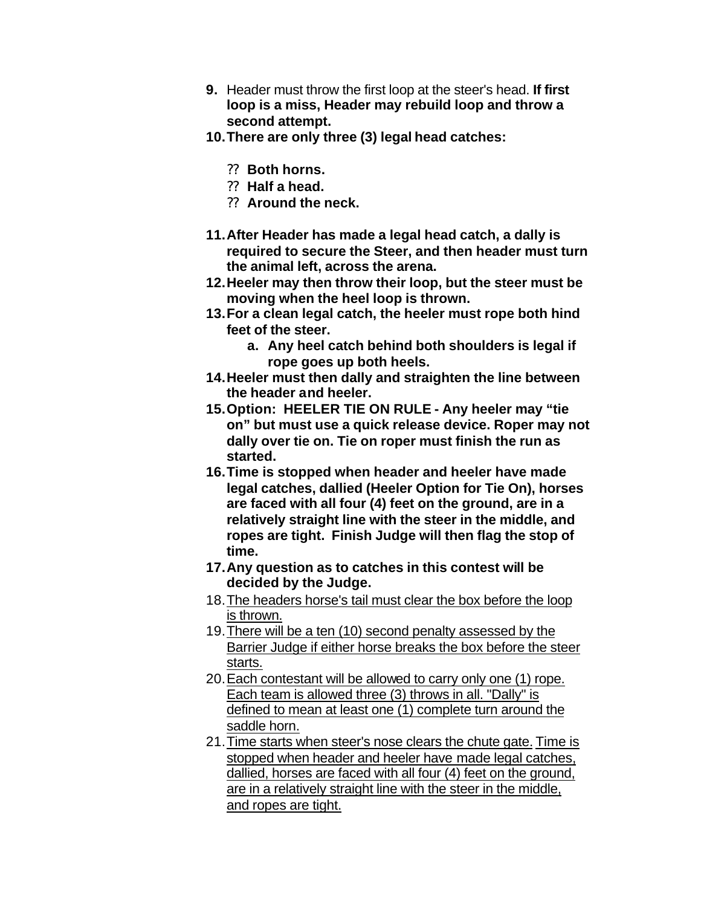9. Header must throw the first loop at the steer's head. **If first loop is a miss, Header may rebuild loop and throw a second attempt.**
10. **There are only three (3) legal head catches:**

    - **Both horns.**
    - **Half a head.**
    - **Around the neck.**

11. **After Header has made a legal head catch, a dally is required to secure the Steer, and then header must turn the animal left, across the arena.**
12. **Heeler may then throw their loop, but the steer must be moving when the heel loop is thrown.**
13. **For a clean legal catch, the heeler must rope both hind feet of the steer.**
    a. **Any heel catch behind both shoulders is legal if rope goes up both heels.**
14. **Heeler must then dally and straighten the line between the header and heeler.**
15. **Option: HEELER TIE ON RULE - Any heeler may "tie on" but must use a quick release device. Roper may not dally over tie on. Tie on roper must finish the run as started.**
16. **Time is stopped when header and heeler have made legal catches, dallied (Heeler Option for Tie On), horses are faced with all four (4) feet on the ground, are in a relatively straight line with the steer in the middle, and ropes are tight. Finish Judge will then flag the stop of time.**
17. **Any question as to catches in this contest will be decided by the Judge.**
18. <u>The headers horse's tail must clear the box before the loop is thrown.</u>
19. <u>There will be a ten (10) second penalty assessed by the Barrier Judge if either horse breaks the box before the steer starts.</u>
20. <u>Each contestant will be allowed to carry only one (1) rope. Each team is allowed three (3) throws in all. "Dally" is defined to mean at least one (1) complete turn around the saddle horn.</u>
21. <u>Time starts when steer's nose clears the chute gate. Time is stopped when header and heeler have made legal catches, dallied, horses are faced with all four (4) feet on the ground, are in a relatively straight line with the steer in the middle, and ropes are tight.</u>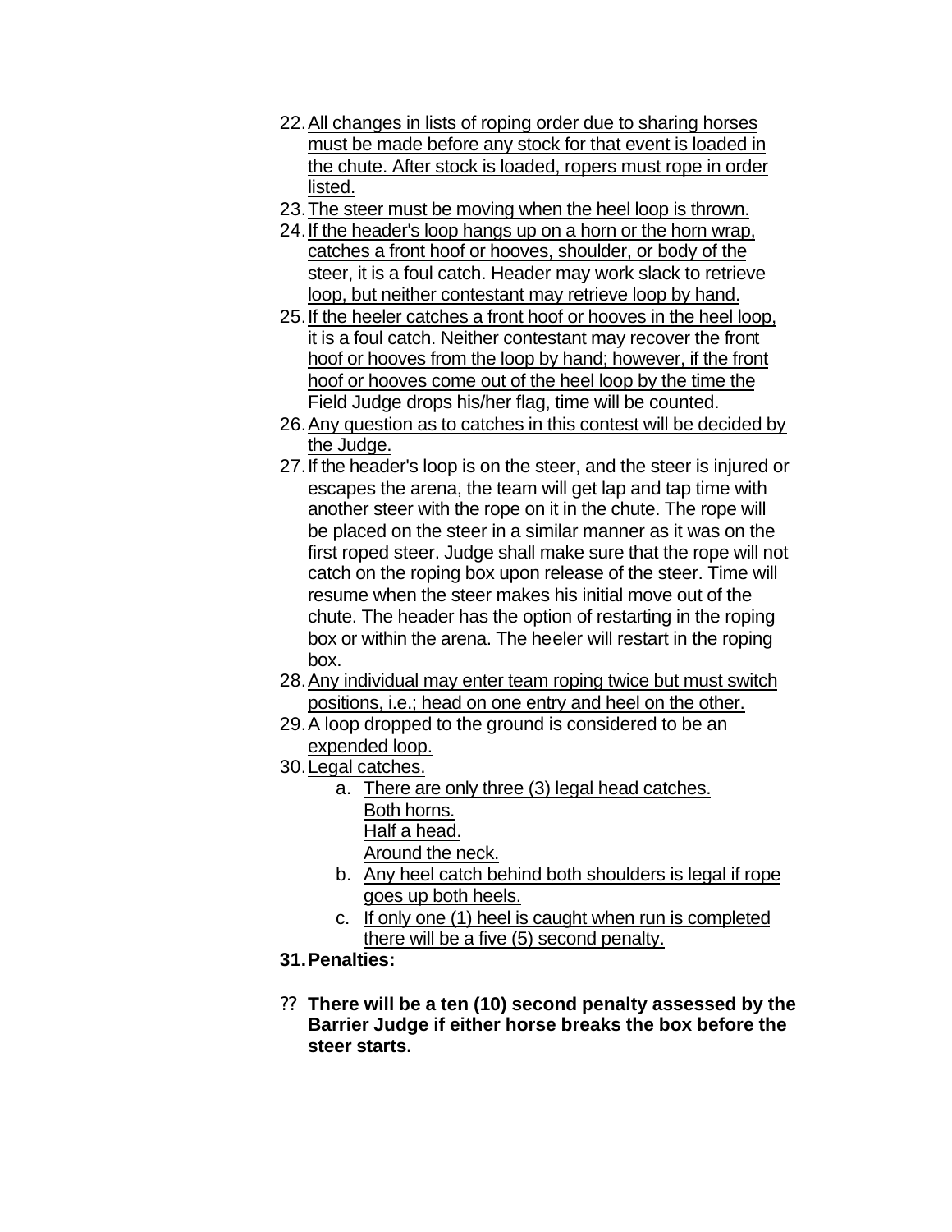22. All changes in lists of roping order due to sharing horses must be made before any stock for that event is loaded in the chute. After stock is loaded, ropers must rope in order listed.
23. The steer must be moving when the heel loop is thrown.
24. If the header's loop hangs up on a horn or the horn wrap, catches a front hoof or hooves, shoulder, or body of the steer, it is a foul catch. Header may work slack to retrieve loop, but neither contestant may retrieve loop by hand.
25. If the heeler catches a front hoof or hooves in the heel loop, it is a foul catch. Neither contestant may recover the front hoof or hooves from the loop by hand; however, if the front hoof or hooves come out of the heel loop by the time the Field Judge drops his/her flag, time will be counted.
26. Any question as to catches in this contest will be decided by the Judge.
27. If the header's loop is on the steer, and the steer is injured or escapes the arena, the team will get lap and tap time with another steer with the rope on it in the chute. The rope will be placed on the steer in a similar manner as it was on the first roped steer. Judge shall make sure that the rope will not catch on the roping box upon release of the steer. Time will resume when the steer makes his initial move out of the chute. The header has the option of restarting in the roping box or within the arena. The heeler will restart in the roping box.
28. Any individual may enter team roping twice but must switch positions, i.e.; head on one entry and heel on the other.
29. A loop dropped to the ground is considered to be an expended loop.
30. Legal catches.
    a. There are only three (3) legal head catches.
       Both horns.
       Half a head.
       Around the neck.
    b. Any heel catch behind both shoulders is legal if rope goes up both heels.
    c. If only one (1) heel is caught when run is completed there will be a five (5) second penalty.
31. **Penalties:**

- **There will be a ten (10) second penalty assessed by the Barrier Judge if either horse breaks the box before the steer starts.**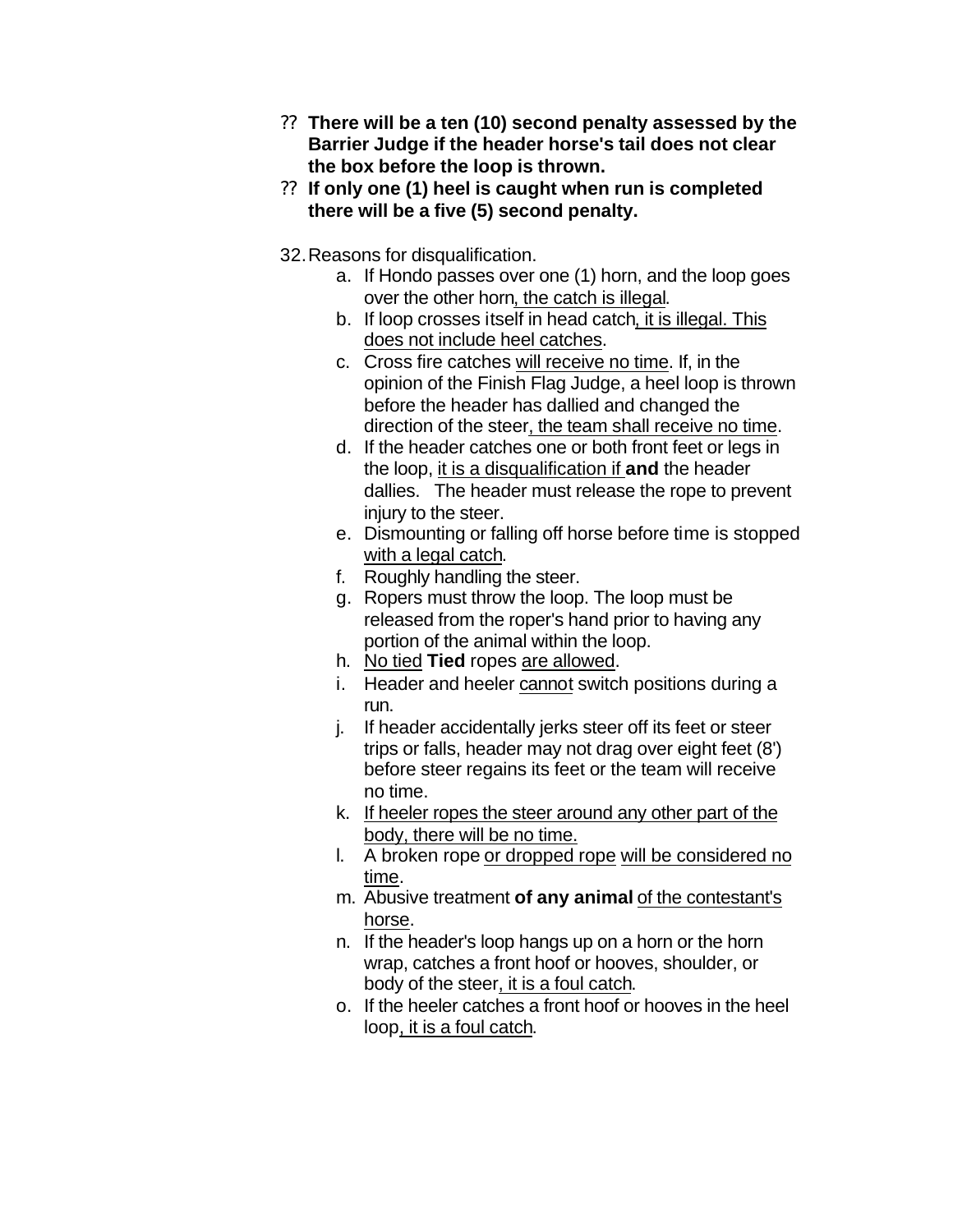- **There will be a ten (10) second penalty assessed by the Barrier Judge if the header horse's tail does not clear the box before the loop is thrown.**
- **If only one (1) heel is caught when run is completed there will be a five (5) second penalty.**

32. Reasons for disqualification.
    a. If Hondo passes over one (1) horn, and the loop goes over the other horn, the catch is illegal.
    b. If loop crosses itself in head catch, it is illegal. This does not include heel catches.
    c. Cross fire catches will receive no time. If, in the opinion of the Finish Flag Judge, a heel loop is thrown before the header has dallied and changed the direction of the steer, the team shall receive no time.
    d. If the header catches one or both front feet or legs in the loop, it is a disqualification if **and** the header dallies. The header must release the rope to prevent injury to the steer.
    e. Dismounting or falling off horse before time is stopped with a legal catch.
    f. Roughly handling the steer.
    g. Ropers must throw the loop. The loop must be released from the roper's hand prior to having any portion of the animal within the loop.
    h. No tied **Tied** ropes are allowed.
    i. Header and heeler cannot switch positions during a run.
    j. If header accidentally jerks steer off its feet or steer trips or falls, header may not drag over eight feet (8') before steer regains its feet or the team will receive no time.
    k. If heeler ropes the steer around any other part of the body, there will be no time.
    l. A broken rope or dropped rope will be considered no time.
    m. Abusive treatment **of any animal** of the contestant's horse.
    n. If the header's loop hangs up on a horn or the horn wrap, catches a front hoof or hooves, shoulder, or body of the steer, it is a foul catch.
    o. If the heeler catches a front hoof or hooves in the heel loop, it is a foul catch.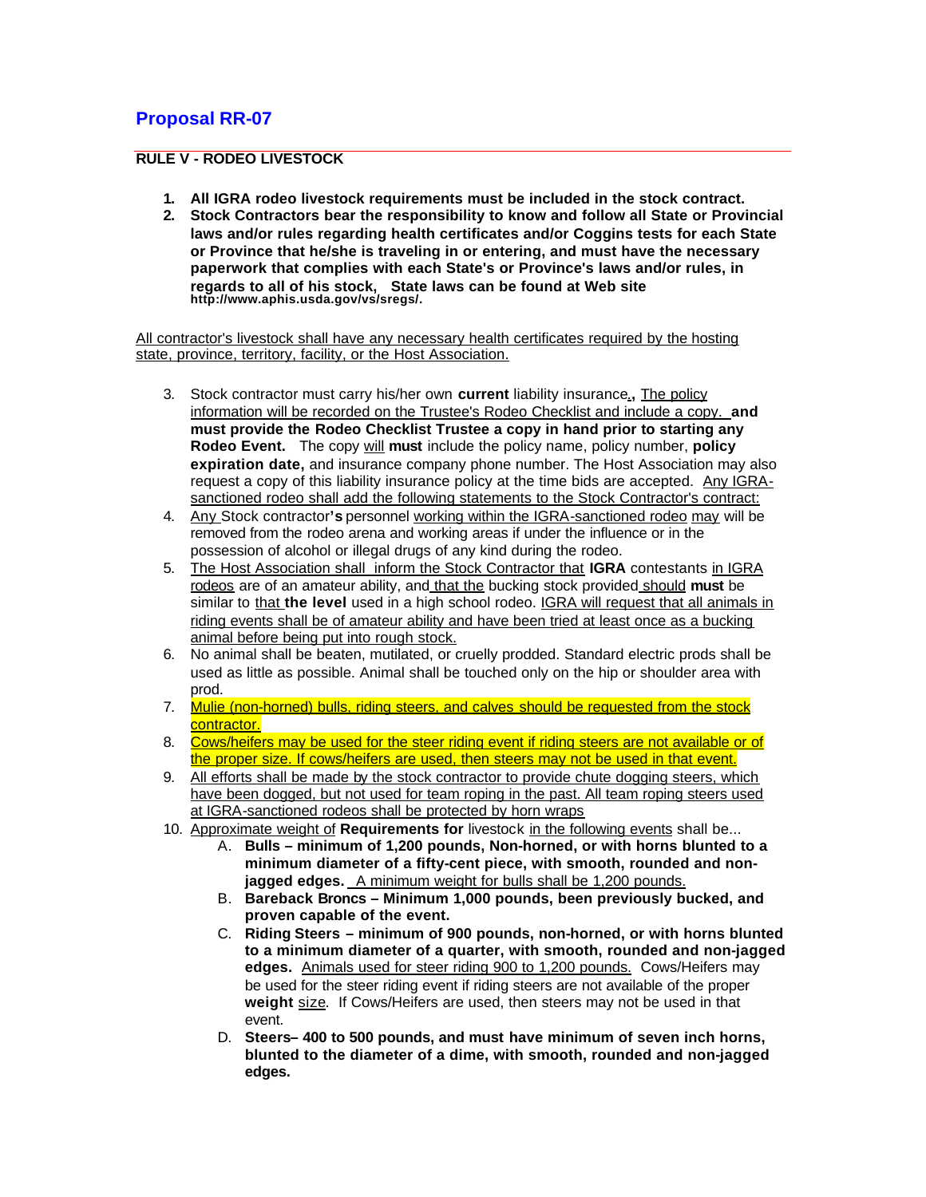## Proposal RR-07

**RULE V - RODEO LIVESTOCK**

1. **All IGRA rodeo livestock requirements must be included in the stock contract.**
2. **Stock Contractors bear the responsibility to know and follow all State or Provincial laws and/or rules regarding health certificates and/or Coggins tests for each State or Province that he/she is traveling in or entering, and must have the necessary paperwork that complies with each State's or Province's laws and/or rules, in regards to all of his stock, State laws can be found at Web site http://www.aphis.usda.gov/vs/sregs/.**

All contractor's livestock shall have any necessary health certificates required by the hosting state, province, territory, facility, or the Host Association.

3. Stock contractor must carry his/her own **current** liability insurance**.,** The policy information will be recorded on the Trustee's Rodeo Checklist and include a copy. **and must provide the Rodeo Checklist Trustee a copy in hand prior to starting any Rodeo Event.** The copy will **must** include the policy name, policy number, **policy expiration date,** and insurance company phone number. The Host Association may also request a copy of this liability insurance policy at the time bids are accepted. Any IGRA-sanctioned rodeo shall add the following statements to the Stock Contractor's contract:
4. Any Stock contractor**'s** personnel working within the IGRA-sanctioned rodeo may will be removed from the rodeo arena and working areas if under the influence or in the possession of alcohol or illegal drugs of any kind during the rodeo.
5. The Host Association shall inform the Stock Contractor that **IGRA** contestants in IGRA rodeos are of an amateur ability, and that the bucking stock provided should **must** be similar to that **the level** used in a high school rodeo. IGRA will request that all animals in riding events shall be of amateur ability and have been tried at least once as a bucking animal before being put into rough stock.
6. No animal shall be beaten, mutilated, or cruelly prodded. Standard electric prods shall be used as little as possible. Animal shall be touched only on the hip or shoulder area with prod.
7. Mulie (non-horned) bulls, riding steers, and calves should be requested from the stock contractor.
8. Cows/heifers may be used for the steer riding event if riding steers are not available or of the proper size. If cows/heifers are used, then steers may not be used in that event.
9. All efforts shall be made by the stock contractor to provide chute dogging steers, which have been dogged, but not used for team roping in the past. All team roping steers used at IGRA-sanctioned rodeos shall be protected by horn wraps
10. Approximate weight of **Requirements for** livestock in the following events shall be...
    - A. **Bulls – minimum of 1,200 pounds, Non-horned, or with horns blunted to a minimum diameter of a fifty-cent piece, with smooth, rounded and non-jagged edges.** A minimum weight for bulls shall be 1,200 pounds.
    - B. **Bareback Broncs – Minimum 1,000 pounds, been previously bucked, and proven capable of the event.**
    - C. **Riding Steers – minimum of 900 pounds, non-horned, or with horns blunted to a minimum diameter of a quarter, with smooth, rounded and non-jagged edges.** Animals used for steer riding 900 to 1,200 pounds. Cows/Heifers may be used for the steer riding event if riding steers are not available of the proper **weight** size. If Cows/Heifers are used, then steers may not be used in that event.
    - D. **Steers– 400 to 500 pounds, and must have minimum of seven inch horns, blunted to the diameter of a dime, with smooth, rounded and non-jagged edges.**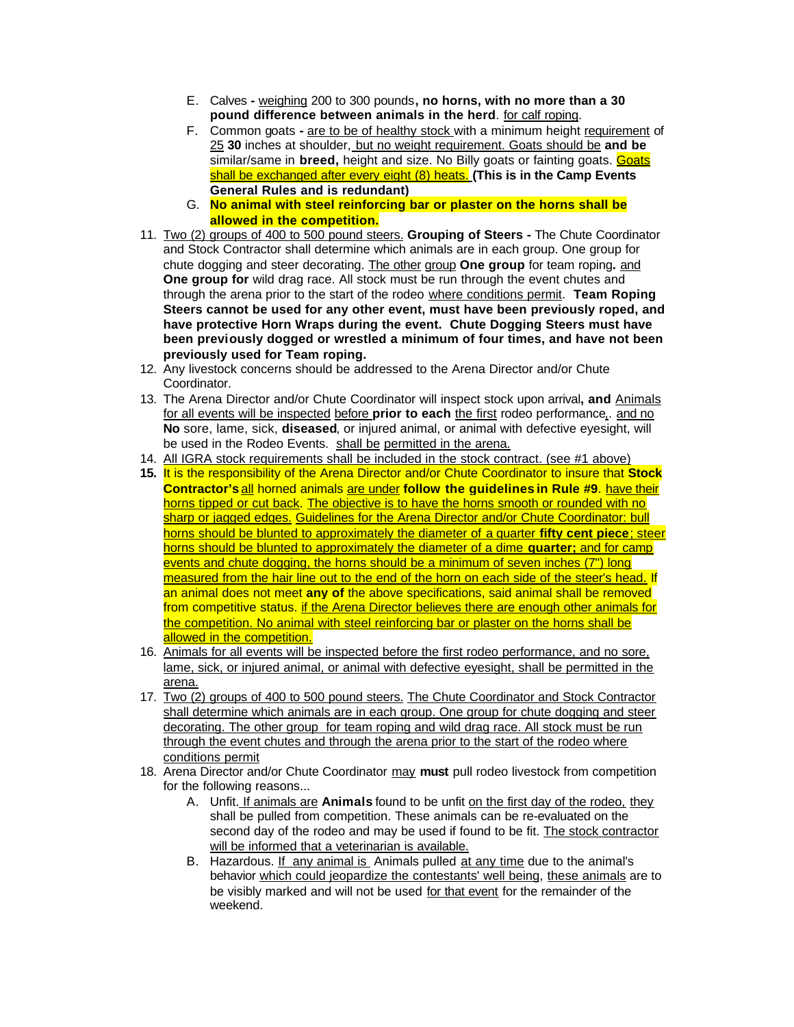E. Calves **-** weighing 200 to 300 pounds**, no horns, with no more than a 30 pound difference between animals in the herd**. for calf roping.

F. Common goats **-** are to be of healthy stock with a minimum height requirement of 25 **30** inches at shoulder, but no weight requirement. Goats should be **and be** similar/same in **breed,** height and size. No Billy goats or fainting goats. Goats shall be exchanged after every eight (8) heats. **(This is in the Camp Events General Rules and is redundant)**

G. **No animal with steel reinforcing bar or plaster on the horns shall be allowed in the competition.**

11. Two (2) groups of 400 to 500 pound steers. **Grouping of Steers -** The Chute Coordinator and Stock Contractor shall determine which animals are in each group. One group for chute dogging and steer decorating. The other group **One group** for team roping**.** and **One group for** wild drag race. All stock must be run through the event chutes and through the arena prior to the start of the rodeo where conditions permit. **Team Roping Steers cannot be used for any other event, must have been previously roped, and have protective Horn Wraps during the event. Chute Dogging Steers must have been previously dogged or wrestled a minimum of four times, and have not been previously used for Team roping.**

12. Any livestock concerns should be addressed to the Arena Director and/or Chute Coordinator.

13. The Arena Director and/or Chute Coordinator will inspect stock upon arrival**, and** Animals for all events will be inspected before **prior to each** the first rodeo performance**,**. and no **No** sore, lame, sick, **diseased**, or injured animal, or animal with defective eyesight, will be used in the Rodeo Events. shall be permitted in the arena.

14. All IGRA stock requirements shall be included in the stock contract. (see #1 above)

**15.** It is the responsibility of the Arena Director and/or Chute Coordinator to insure that **Stock Contractor's** all horned animals are under **follow the guidelines in Rule #9**. have their horns tipped or cut back. The objective is to have the horns smooth or rounded with no sharp or jagged edges. Guidelines for the Arena Director and/or Chute Coordinator: bull horns should be blunted to approximately the diameter of a quarter **fifty cent piece**; steer horns should be blunted to approximately the diameter of a dime **quarter;** and for camp events and chute dogging, the horns should be a minimum of seven inches (7") long measured from the hair line out to the end of the horn on each side of the steer's head. If an animal does not meet **any of** the above specifications, said animal shall be removed from competitive status. if the Arena Director believes there are enough other animals for the competition. No animal with steel reinforcing bar or plaster on the horns shall be allowed in the competition.

16. Animals for all events will be inspected before the first rodeo performance, and no sore, lame, sick, or injured animal, or animal with defective eyesight, shall be permitted in the arena.

17. Two (2) groups of 400 to 500 pound steers. The Chute Coordinator and Stock Contractor shall determine which animals are in each group. One group for chute dogging and steer decorating. The other group for team roping and wild drag race. All stock must be run through the event chutes and through the arena prior to the start of the rodeo where conditions permit

18. Arena Director and/or Chute Coordinator may **must** pull rodeo livestock from competition for the following reasons...

    A. Unfit. If animals are **Animals** found to be unfit on the first day of the rodeo, they shall be pulled from competition. These animals can be re-evaluated on the second day of the rodeo and may be used if found to be fit. The stock contractor will be informed that a veterinarian is available.

    B. Hazardous. If any animal is Animals pulled at any time due to the animal's behavior which could jeopardize the contestants' well being, these animals are to be visibly marked and will not be used for that event for the remainder of the weekend.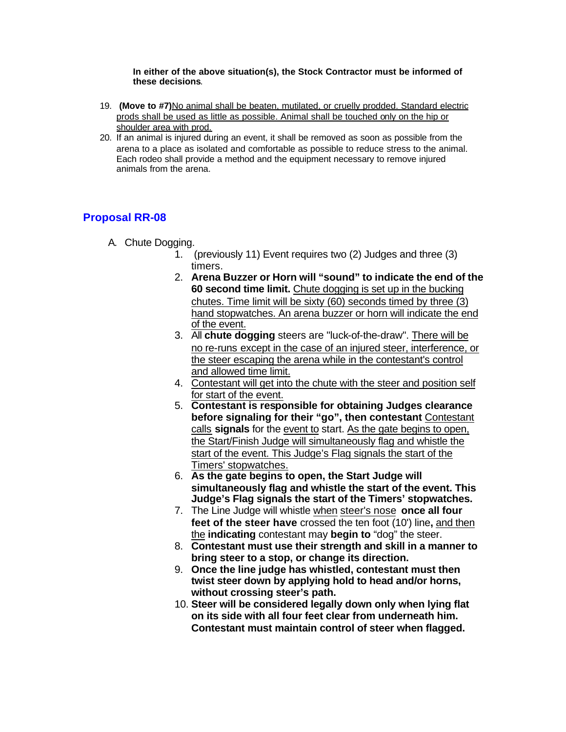**In either of the above situation(s), the Stock Contractor must be informed of these decisions**.

19. **(Move to #7)**<u>No animal shall be beaten, mutilated, or cruelly prodded. Standard electric prods shall be used as little as possible. Animal shall be touched only on the hip or shoulder area with prod.</u>
20. If an animal is injured during an event, it shall be removed as soon as possible from the arena to a place as isolated and comfortable as possible to reduce stress to the animal. Each rodeo shall provide a method and the equipment necessary to remove injured animals from the arena.

## Proposal RR-08

A. Chute Dogging.

1. (previously 11) Event requires two (2) Judges and three (3) timers.
2. **Arena Buzzer or Horn will "sound" to indicate the end of the 60 second time limit.** <u>Chute dogging is set up in the bucking chutes. Time limit will be sixty (60) seconds timed by three (3) hand stopwatches. An arena buzzer or horn will indicate the end of the event.</u>
3. All **chute dogging** steers are "luck-of-the-draw". <u>There will be no re-runs except in the case of an injured steer, interference, or the steer escaping the arena while in the contestant's control and allowed time limit.</u>
4. <u>Contestant will get into the chute with the steer and position self for start of the event.</u>
5. **Contestant is responsible for obtaining Judges clearance before signaling for their "go", then contestant** <u>Contestant calls</u> **signals** for the <u>event to</u> start. <u>As the gate begins to open, the Start/Finish Judge will simultaneously flag and whistle the start of the event. This Judge's Flag signals the start of the Timers' stopwatches.</u>
6. **As the gate begins to open, the Start Judge will simultaneously flag and whistle the start of the event. This Judge's Flag signals the start of the Timers' stopwatches.**
7. The Line Judge will whistle <u>when</u> <u>steer's nose</u> **once all four feet of the steer have** crossed the ten foot (10') line**,** <u>and then the</u> **indicating** contestant may **begin to** "dog" the steer.
8. **Contestant must use their strength and skill in a manner to bring steer to a stop, or change its direction.**
9. **Once the line judge has whistled, contestant must then twist steer down by applying hold to head and/or horns, without crossing steer's path.**
10. **Steer will be considered legally down only when lying flat on its side with all four feet clear from underneath him. Contestant must maintain control of steer when flagged.**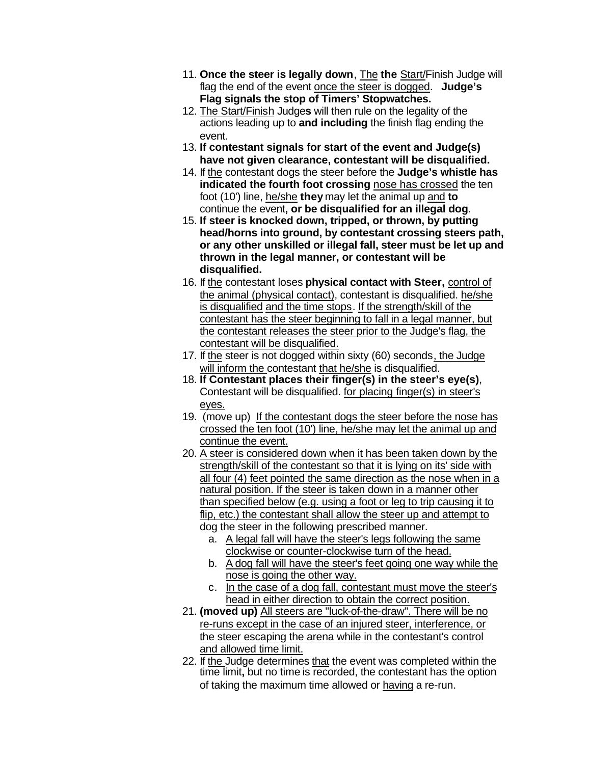11. **Once the steer is legally down**, The **the** Start/Finish Judge will flag the end of the event once the steer is dogged. **Judge's Flag signals the stop of Timers' Stopwatches.**
12. The Start/Finish Judge**s** will then rule on the legality of the actions leading up to **and including** the finish flag ending the event.
13. **If contestant signals for start of the event and Judge(s) have not given clearance, contestant will be disqualified.**
14. If the contestant dogs the steer before the **Judge's whistle has indicated the fourth foot crossing** nose has crossed the ten foot (10') line, he/she **they** may let the animal up and **to** continue the event**, or be disqualified for an illegal dog**.
15. **If steer is knocked down, tripped, or thrown, by putting head/horns into ground, by contestant crossing steers path, or any other unskilled or illegal fall, steer must be let up and thrown in the legal manner, or contestant will be disqualified.**
16. If the contestant loses **physical contact with Steer,** control of the animal (physical contact), contestant is disqualified. he/she is disqualified and the time stops. If the strength/skill of the contestant has the steer beginning to fall in a legal manner, but the contestant releases the steer prior to the Judge's flag, the contestant will be disqualified.
17. If the steer is not dogged within sixty (60) seconds, the Judge will inform the contestant that he/she is disqualified.
18. **If Contestant places their finger(s) in the steer's eye(s)**, Contestant will be disqualified. for placing finger(s) in steer's eyes.
19. (move up) If the contestant dogs the steer before the nose has crossed the ten foot (10') line, he/she may let the animal up and continue the event.
20. A steer is considered down when it has been taken down by the strength/skill of the contestant so that it is lying on its' side with all four (4) feet pointed the same direction as the nose when in a natural position. If the steer is taken down in a manner other than specified below (e.g. using a foot or leg to trip causing it to flip, etc.) the contestant shall allow the steer up and attempt to dog the steer in the following prescribed manner.
    a. A legal fall will have the steer's legs following the same clockwise or counter-clockwise turn of the head.
    b. A dog fall will have the steer's feet going one way while the nose is going the other way.
    c. In the case of a dog fall, contestant must move the steer's head in either direction to obtain the correct position.
21. **(moved up)** All steers are "luck-of-the-draw". There will be no re-runs except in the case of an injured steer, interference, or the steer escaping the arena while in the contestant's control and allowed time limit.
22. If the Judge determines that the event was completed within the time limit**,** but no time is recorded, the contestant has the option of taking the maximum time allowed or having a re-run.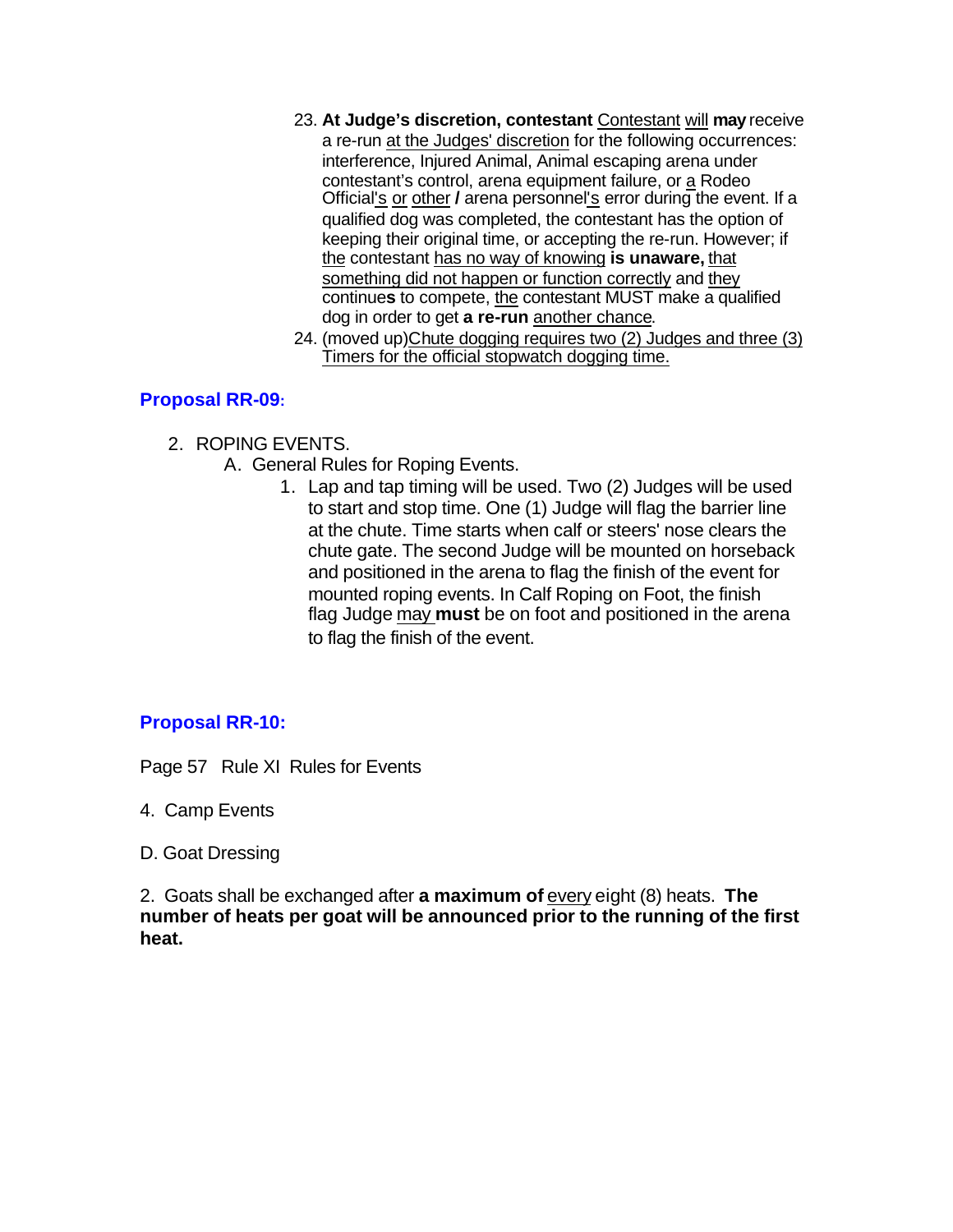23. **At Judge's discretion, contestant** Contestant will **may** receive a re-run at the Judges' discretion for the following occurrences: interference, Injured Animal, Animal escaping arena under contestant's control, arena equipment failure, or a Rodeo Official's or other **/** arena personnel's error during the event. If a qualified dog was completed, the contestant has the option of keeping their original time, or accepting the re-run. However; if the contestant has no way of knowing **is unaware,** that something did not happen or function correctly and they continue**s** to compete, the contestant MUST make a qualified dog in order to get **a re-run** another chance.
24. (moved up)Chute dogging requires two (2) Judges and three (3) Timers for the official stopwatch dogging time.

## Proposal RR-09:

2. ROPING EVENTS.
   A. General Rules for Roping Events.
      1. Lap and tap timing will be used. Two (2) Judges will be used to start and stop time. One (1) Judge will flag the barrier line at the chute. Time starts when calf or steers' nose clears the chute gate. The second Judge will be mounted on horseback and positioned in the arena to flag the finish of the event for mounted roping events. In Calf Roping on Foot, the finish flag Judge may **must** be on foot and positioned in the arena to flag the finish of the event.

## Proposal RR-10:

Page 57 Rule XI Rules for Events

4. Camp Events

D. Goat Dressing

2. Goats shall be exchanged after **a maximum of** every eight (8) heats. **The number of heats per goat will be announced prior to the running of the first heat.**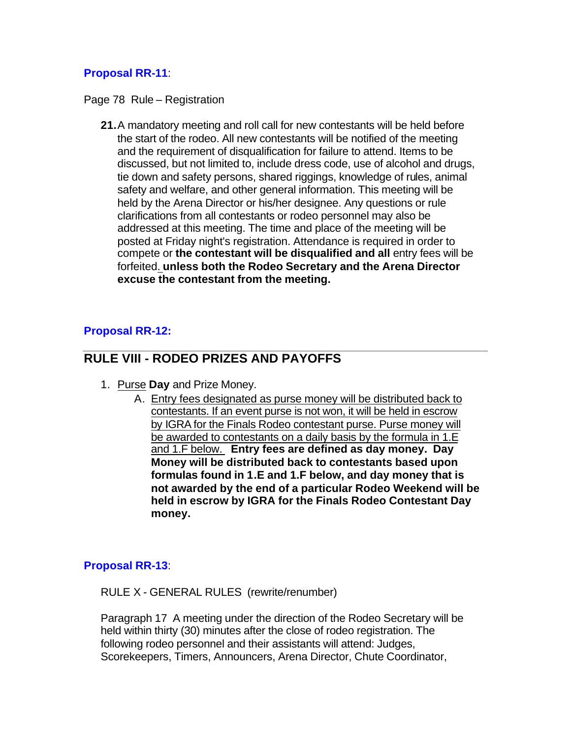**Proposal RR-11**:

Page 78 Rule – Registration

**21.** A mandatory meeting and roll call for new contestants will be held before the start of the rodeo. All new contestants will be notified of the meeting and the requirement of disqualification for failure to attend. Items to be discussed, but not limited to, include dress code, use of alcohol and drugs, tie down and safety persons, shared riggings, knowledge of rules, animal safety and welfare, and other general information. This meeting will be held by the Arena Director or his/her designee. Any questions or rule clarifications from all contestants or rodeo personnel may also be addressed at this meeting. The time and place of the meeting will be posted at Friday night's registration. Attendance is required in order to compete or **the contestant will be disqualified and all** entry fees will be forfeited. **unless both the Rodeo Secretary and the Arena Director excuse the contestant from the meeting.**

**Proposal RR-12:**

## RULE VIII - RODEO PRIZES AND PAYOFFS

1. Purse **Day** and Prize Money.
   - A. Entry fees designated as purse money will be distributed back to contestants. If an event purse is not won, it will be held in escrow by IGRA for the Finals Rodeo contestant purse. Purse money will be awarded to contestants on a daily basis by the formula in 1.E and 1.F below. **Entry fees are defined as day money. Day Money will be distributed back to contestants based upon formulas found in 1.E and 1.F below, and day money that is not awarded by the end of a particular Rodeo Weekend will be held in escrow by IGRA for the Finals Rodeo Contestant Day money.**

**Proposal RR-13**:

RULE X - GENERAL RULES (rewrite/renumber)

Paragraph 17 A meeting under the direction of the Rodeo Secretary will be held within thirty (30) minutes after the close of rodeo registration. The following rodeo personnel and their assistants will attend: Judges, Scorekeepers, Timers, Announcers, Arena Director, Chute Coordinator,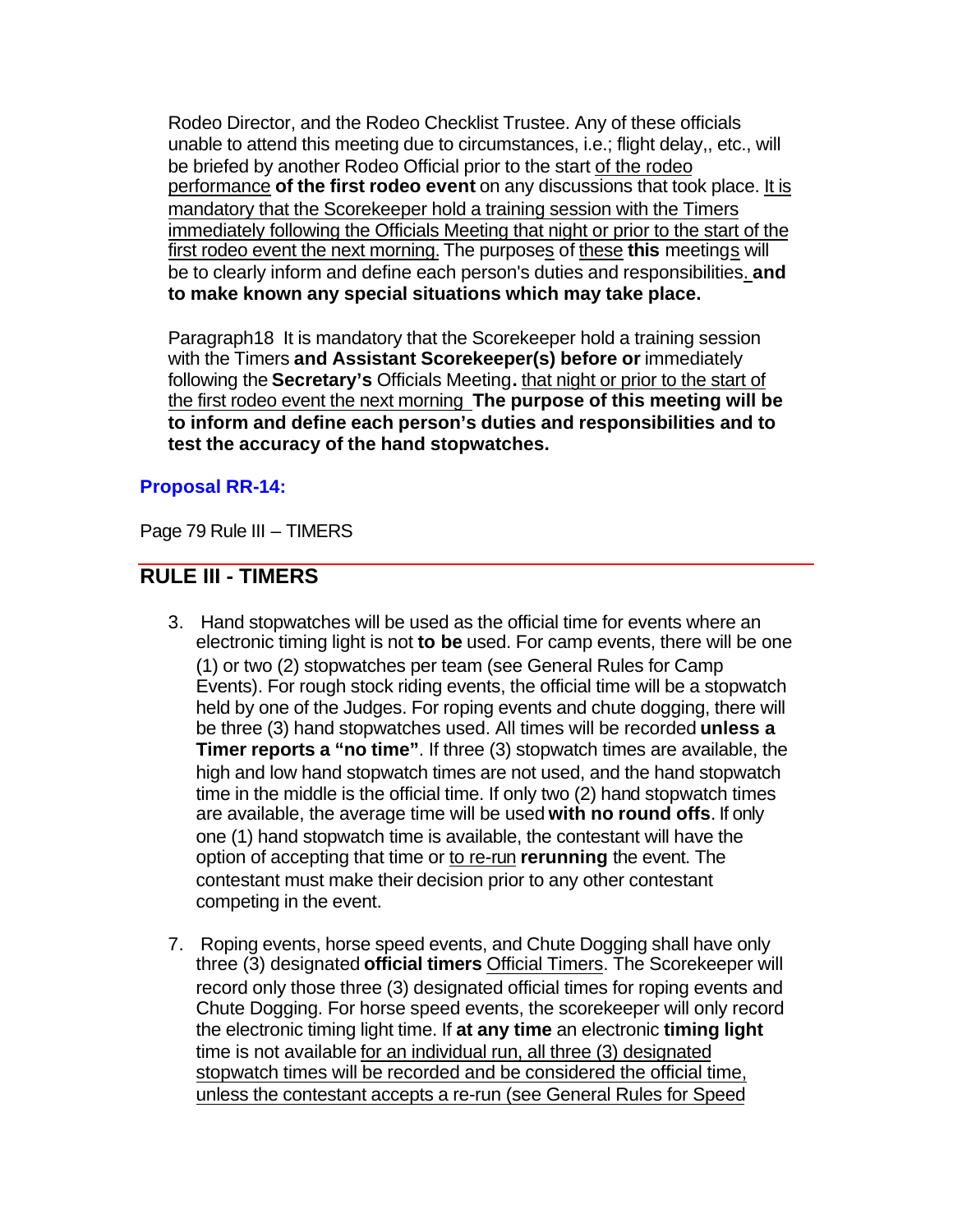Rodeo Director, and the Rodeo Checklist Trustee. Any of these officials unable to attend this meeting due to circumstances, i.e.; flight delay,, etc., will be briefed by another Rodeo Official prior to the start of the rodeo performance **of the first rodeo event** on any discussions that took place. It is mandatory that the Scorekeeper hold a training session with the Timers immediately following the Officials Meeting that night or prior to the start of the first rodeo event the next morning. The purposes of these **this** meetings will be to clearly inform and define each person's duties and responsibilities. **and to make known any special situations which may take place.**

Paragraph18 It is mandatory that the Scorekeeper hold a training session with the Timers **and Assistant Scorekeeper(s) before or** immediately following the **Secretary's** Officials Meeting**.** that night or prior to the start of the first rodeo event the next morning **The purpose of this meeting will be to inform and define each person's duties and responsibilities and to test the accuracy of the hand stopwatches.**

**Proposal RR-14:**

Page 79 Rule III – TIMERS

## RULE III - TIMERS

3. Hand stopwatches will be used as the official time for events where an electronic timing light is not **to be** used. For camp events, there will be one (1) or two (2) stopwatches per team (see General Rules for Camp Events). For rough stock riding events, the official time will be a stopwatch held by one of the Judges. For roping events and chute dogging, there will be three (3) hand stopwatches used. All times will be recorded **unless a Timer reports a "no time"**. If three (3) stopwatch times are available, the high and low hand stopwatch times are not used, and the hand stopwatch time in the middle is the official time. If only two (2) hand stopwatch times are available, the average time will be used **with no round offs**. If only one (1) hand stopwatch time is available, the contestant will have the option of accepting that time or to re-run **rerunning** the event. The contestant must make their decision prior to any other contestant competing in the event.

7. Roping events, horse speed events, and Chute Dogging shall have only three (3) designated **official timers** Official Timers. The Scorekeeper will record only those three (3) designated official times for roping events and Chute Dogging. For horse speed events, the scorekeeper will only record the electronic timing light time. If **at any time** an electronic **timing light** time is not available for an individual run, all three (3) designated stopwatch times will be recorded and be considered the official time, unless the contestant accepts a re-run (see General Rules for Speed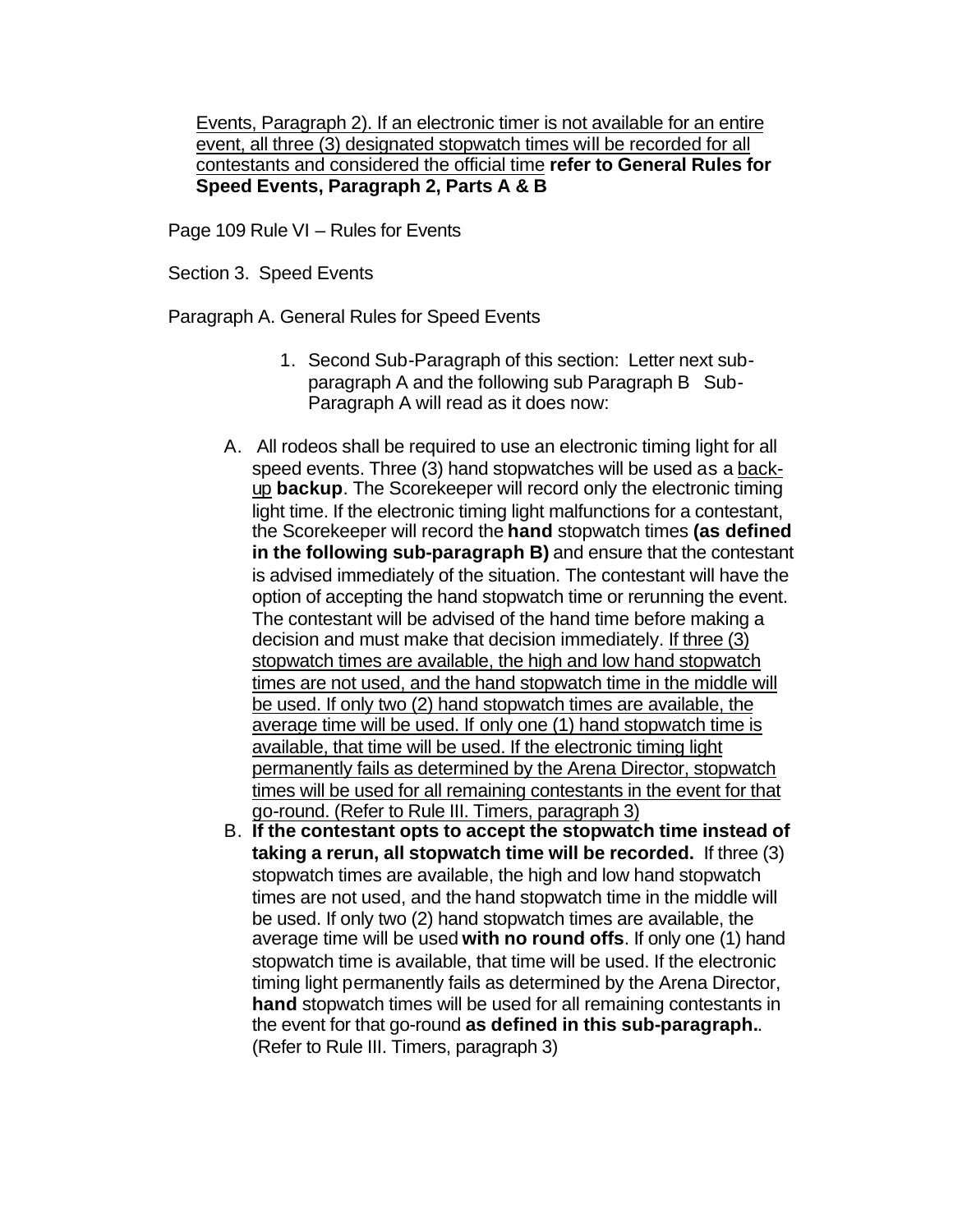Events, Paragraph 2). If an electronic timer is not available for an entire event, all three (3) designated stopwatch times will be recorded for all contestants and considered the official time **refer to General Rules for Speed Events, Paragraph 2, Parts A & B**

Page 109 Rule VI – Rules for Events

Section 3. Speed Events

Paragraph A. General Rules for Speed Events

1. Second Sub-Paragraph of this section: Letter next sub-paragraph A and the following sub Paragraph B Sub-Paragraph A will read as it does now:

A. All rodeos shall be required to use an electronic timing light for all speed events. Three (3) hand stopwatches will be used as a back-up **backup**. The Scorekeeper will record only the electronic timing light time. If the electronic timing light malfunctions for a contestant, the Scorekeeper will record the **hand** stopwatch times **(as defined in the following sub-paragraph B)** and ensure that the contestant is advised immediately of the situation. The contestant will have the option of accepting the hand stopwatch time or rerunning the event. The contestant will be advised of the hand time before making a decision and must make that decision immediately. If three (3) stopwatch times are available, the high and low hand stopwatch times are not used, and the hand stopwatch time in the middle will be used. If only two (2) hand stopwatch times are available, the average time will be used. If only one (1) hand stopwatch time is available, that time will be used. If the electronic timing light permanently fails as determined by the Arena Director, stopwatch times will be used for all remaining contestants in the event for that go-round. (Refer to Rule III. Timers, paragraph 3)

B. **If the contestant opts to accept the stopwatch time instead of taking a rerun, all stopwatch time will be recorded.** If three (3) stopwatch times are available, the high and low hand stopwatch times are not used, and the hand stopwatch time in the middle will be used. If only two (2) hand stopwatch times are available, the average time will be used **with no round offs**. If only one (1) hand stopwatch time is available, that time will be used. If the electronic timing light permanently fails as determined by the Arena Director, **hand** stopwatch times will be used for all remaining contestants in the event for that go-round **as defined in this sub-paragraph.**. (Refer to Rule III. Timers, paragraph 3)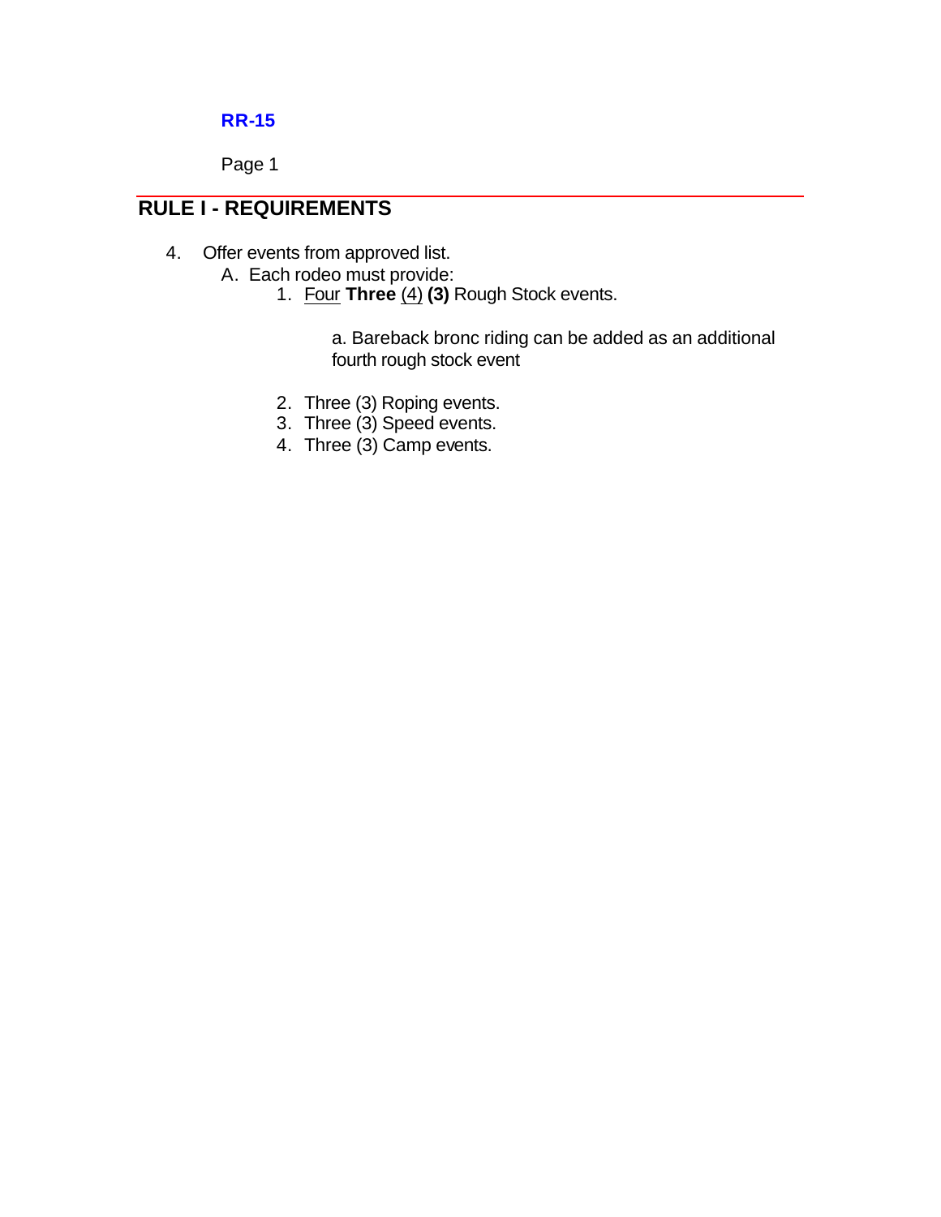**RR-15**

Page 1

## RULE I - REQUIREMENTS

4. Offer events from approved list.
   A. Each rodeo must provide:
      1. <u>Four</u> **Three** <u>(4)</u> **(3)** Rough Stock events.

         a. Bareback bronc riding can be added as an additional fourth rough stock event

      2. Three (3) Roping events.
      3. Three (3) Speed events.
      4. Three (3) Camp events.